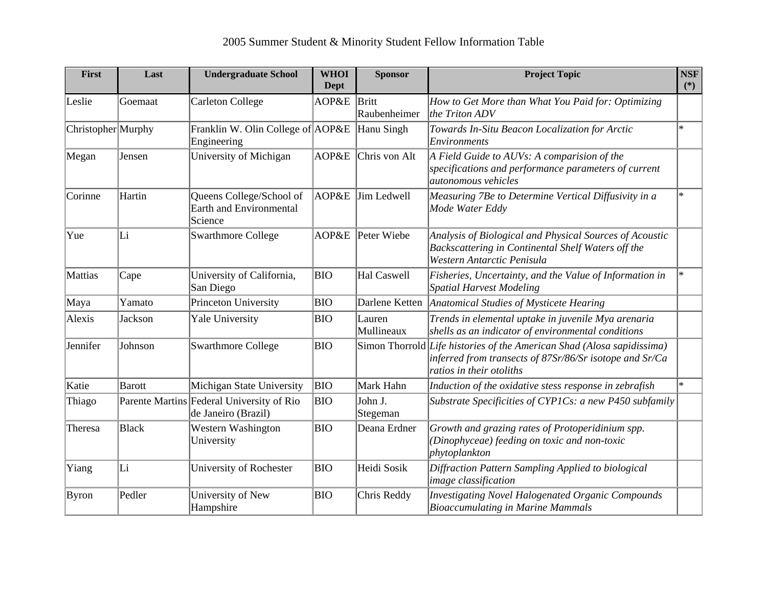2005 Summer Student & Minority Student Fellow Information Table

| First | Last | Undergraduate School | WHOI Dept | Sponsor | Project Topic | NSF (*) |
|---|---|---|---|---|---|---|
| Leslie | Goemaat | Carleton College | AOP&E | Britt Raubenheimer | *How to Get More than What You Paid for: Optimizing the Triton ADV* | |
| Christopher | Murphy | Franklin W. Olin College of Engineering | AOP&E | Hanu Singh | *Towards In-Situ Beacon Localization for Arctic Environments* | * |
| Megan | Jensen | University of Michigan | AOP&E | Chris von Alt | *A Field Guide to AUVs: A comparision of the specifications and performance parameters of current autonomous vehicles* | |
| Corinne | Hartin | Queens College/School of Earth and Environmental Science | AOP&E | Jim Ledwell | *Measuring 7Be to Determine Vertical Diffusivity in a Mode Water Eddy* | * |
| Yue | Li | Swarthmore College | AOP&E | Peter Wiebe | *Analysis of Biological and Physical Sources of Acoustic Backscattering in Continental Shelf Waters off the Western Antarctic Penisula* | |
| Mattias | Cape | University of California, San Diego | BIO | Hal Caswell | *Fisheries, Uncertainty, and the Value of Information in Spatial Harvest Modeling* | * |
| Maya | Yamato | Princeton University | BIO | Darlene Ketten | *Anatomical Studies of Mysticete Hearing* | |
| Alexis | Jackson | Yale University | BIO | Lauren Mullineaux | *Trends in elemental uptake in juvenile Mya arenaria shells as an indicator of environmental conditions* | |
| Jennifer | Johnson | Swarthmore College | BIO | Simon Thorrold | *Life histories of the American Shad (Alosa sapidissima) inferred from transects of 87Sr/86/Sr isotope and Sr/Ca ratios in their otoliths* | |
| Katie | Barott | Michigan State University | BIO | Mark Hahn | *Induction of the oxidative stess response in zebrafish* | * |
| Thiago | Parente Martins | Federal University of Rio de Janeiro (Brazil) | BIO | John J. Stegeman | *Substrate Specificities of CYP1Cs: a new P450 subfamily* | |
| Theresa | Black | Western Washington University | BIO | Deana Erdner | *Growth and grazing rates of Protoperidinium spp. (Dinophyceae) feeding on toxic and non-toxic phytoplankton* | |
| Yiang | Li | University of Rochester | BIO | Heidi Sosik | *Diffraction Pattern Sampling Applied to biological image classification* | |
| Byron | Pedler | University of New Hampshire | BIO | Chris Reddy | *Investigating Novel Halogenated Organic Compounds Bioaccumulating in Marine Mammals* | |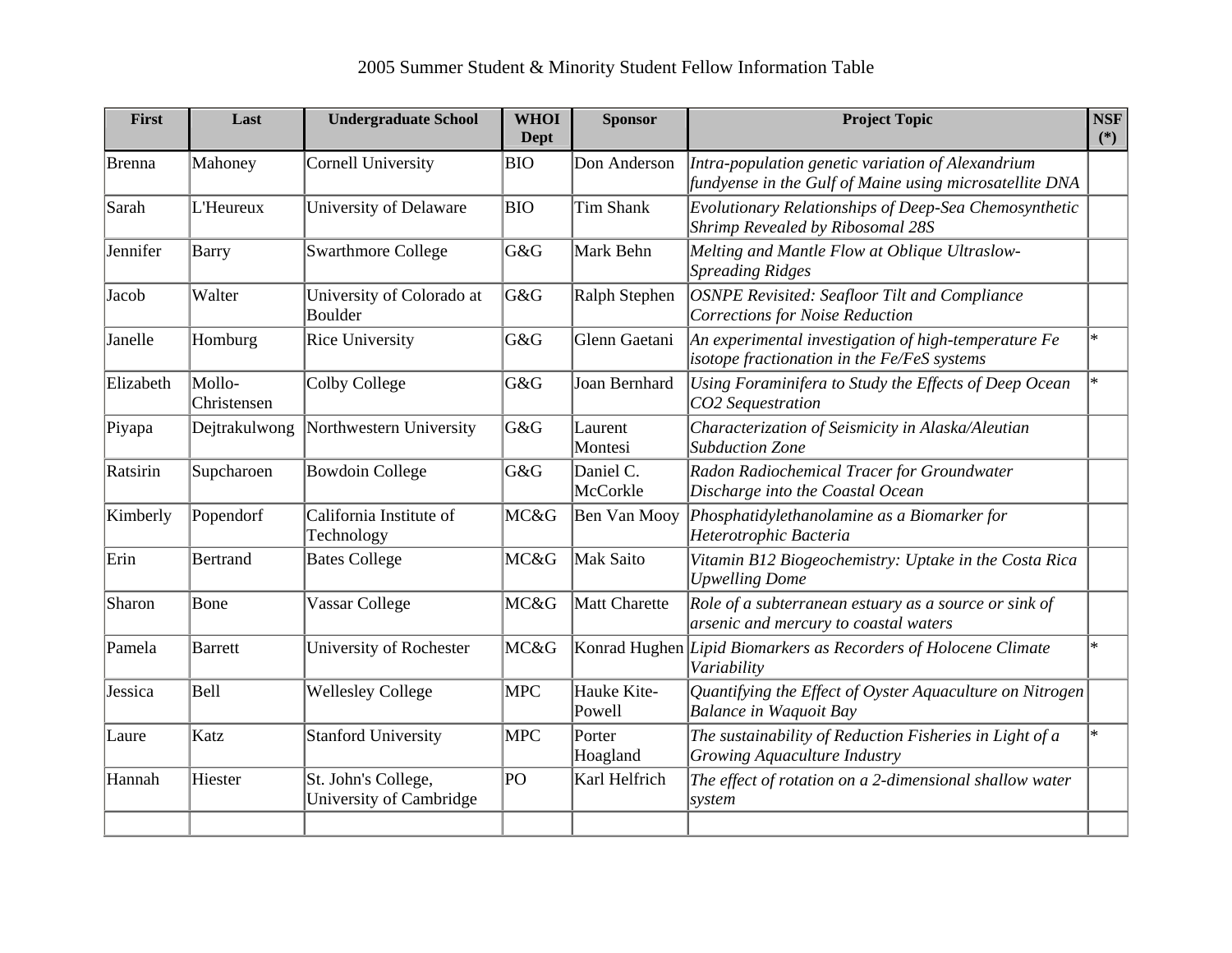2005 Summer Student & Minority Student Fellow Information Table

| First | Last | Undergraduate School | WHOI Dept | Sponsor | Project Topic | NSF (*) |
|---|---|---|---|---|---|---|
| Brenna | Mahoney | Cornell University | BIO | Don Anderson | *Intra-population genetic variation of Alexandrium fundyense in the Gulf of Maine using microsatellite DNA* | |
| Sarah | L'Heureux | University of Delaware | BIO | Tim Shank | *Evolutionary Relationships of Deep-Sea Chemosynthetic Shrimp Revealed by Ribosomal 28S* | |
| Jennifer | Barry | Swarthmore College | G&G | Mark Behn | *Melting and Mantle Flow at Oblique Ultraslow-Spreading Ridges* | |
| Jacob | Walter | University of Colorado at Boulder | G&G | Ralph Stephen | *OSNPE Revisited: Seafloor Tilt and Compliance Corrections for Noise Reduction* | |
| Janelle | Homburg | Rice University | G&G | Glenn Gaetani | *An experimental investigation of high-temperature Fe isotope fractionation in the Fe/FeS systems* | * |
| Elizabeth | Mollo-Christensen | Colby College | G&G | Joan Bernhard | *Using Foraminifera to Study the Effects of Deep Ocean CO2 Sequestration* | * |
| Piyapa | Dejtrakulwong | Northwestern University | G&G | Laurent Montesi | *Characterization of Seismicity in Alaska/Aleutian Subduction Zone* | |
| Ratsirin | Supcharoen | Bowdoin College | G&G | Daniel C. McCorkle | *Radon Radiochemical Tracer for Groundwater Discharge into the Coastal Ocean* | |
| Kimberly | Popendorf | California Institute of Technology | MC&G | Ben Van Mooy | *Phosphatidylethanolamine as a Biomarker for Heterotrophic Bacteria* | |
| Erin | Bertrand | Bates College | MC&G | Mak Saito | *Vitamin B12 Biogeochemistry: Uptake in the Costa Rica Upwelling Dome* | |
| Sharon | Bone | Vassar College | MC&G | Matt Charette | *Role of a subterranean estuary as a source or sink of arsenic and mercury to coastal waters* | |
| Pamela | Barrett | University of Rochester | MC&G | Konrad Hughen | *Lipid Biomarkers as Recorders of Holocene Climate Variability* | * |
| Jessica | Bell | Wellesley College | MPC | Hauke Kite-Powell | *Quantifying the Effect of Oyster Aquaculture on Nitrogen Balance in Waquoit Bay* | |
| Laure | Katz | Stanford University | MPC | Porter Hoagland | *The sustainability of Reduction Fisheries in Light of a Growing Aquaculture Industry* | * |
| Hannah | Hiester | St. John's College, University of Cambridge | PO | Karl Helfrich | *The effect of rotation on a 2-dimensional shallow water system* | |
| | | | | | | |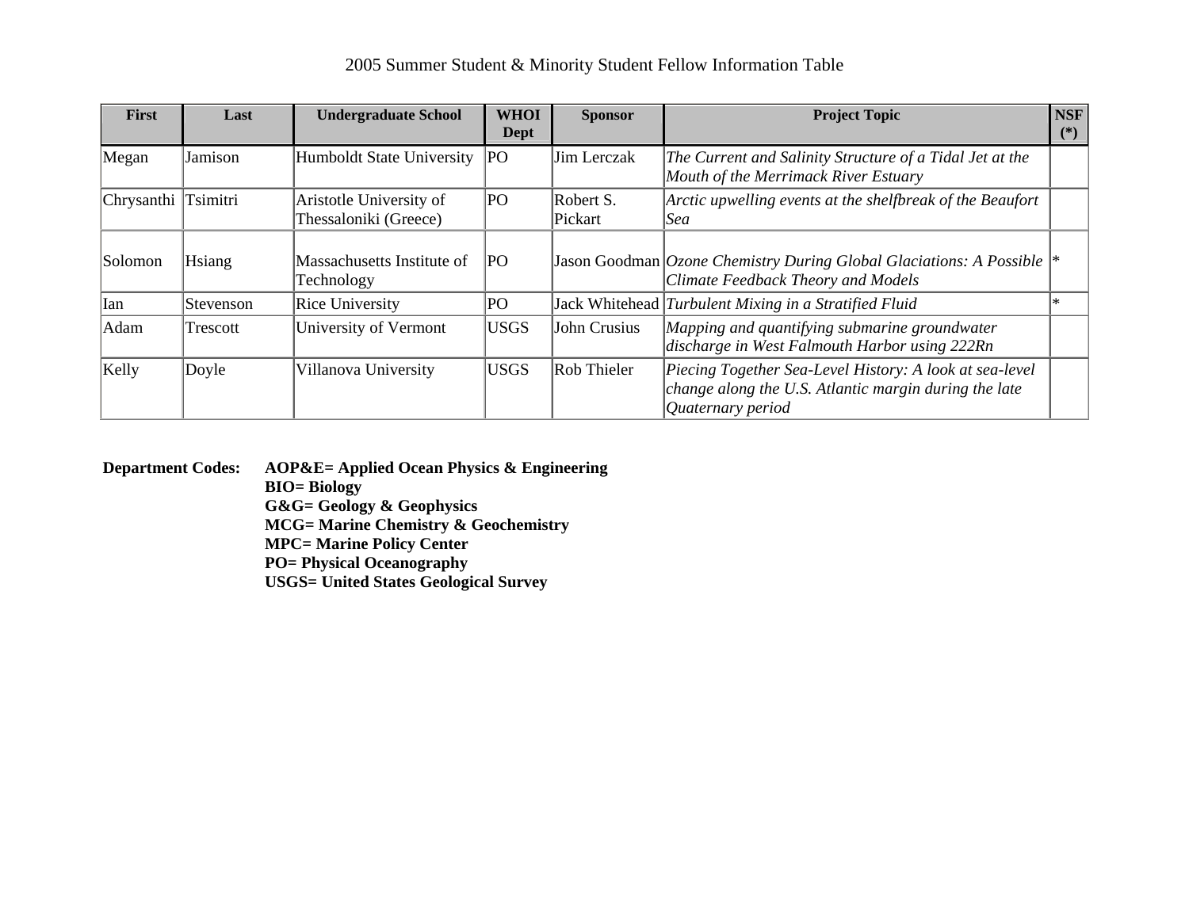2005 Summer Student & Minority Student Fellow Information Table

| First | Last | Undergraduate School | WHOI Dept | Sponsor | Project Topic | NSF (*) |
|---|---|---|---|---|---|---|
| Megan | Jamison | Humboldt State University | PO | Jim Lerczak | *The Current and Salinity Structure of a Tidal Jet at the Mouth of the Merrimack River Estuary* | |
| Chrysanthi | Tsimitri | Aristotle University of Thessaloniki (Greece) | PO | Robert S. Pickart | *Arctic upwelling events at the shelfbreak of the Beaufort Sea* | |
| Solomon | Hsiang | Massachusetts Institute of Technology | PO | Jason Goodman | *Ozone Chemistry During Global Glaciations: A Possible Climate Feedback Theory and Models* | * |
| Ian | Stevenson | Rice University | PO | Jack Whitehead | *Turbulent Mixing in a Stratified Fluid* | * |
| Adam | Trescott | University of Vermont | USGS | John Crusius | *Mapping and quantifying submarine groundwater discharge in West Falmouth Harbor using 222Rn* | |
| Kelly | Doyle | Villanova University | USGS | Rob Thieler | *Piecing Together Sea-Level History: A look at sea-level change along the U.S. Atlantic margin during the late Quaternary period* | |

**Department Codes:**
**AOP&E= Applied Ocean Physics & Engineering**
**BIO= Biology**
**G&G= Geology & Geophysics**
**MCG= Marine Chemistry & Geochemistry**
**MPC= Marine Policy Center**
**PO= Physical Oceanography**
**USGS= United States Geological Survey**